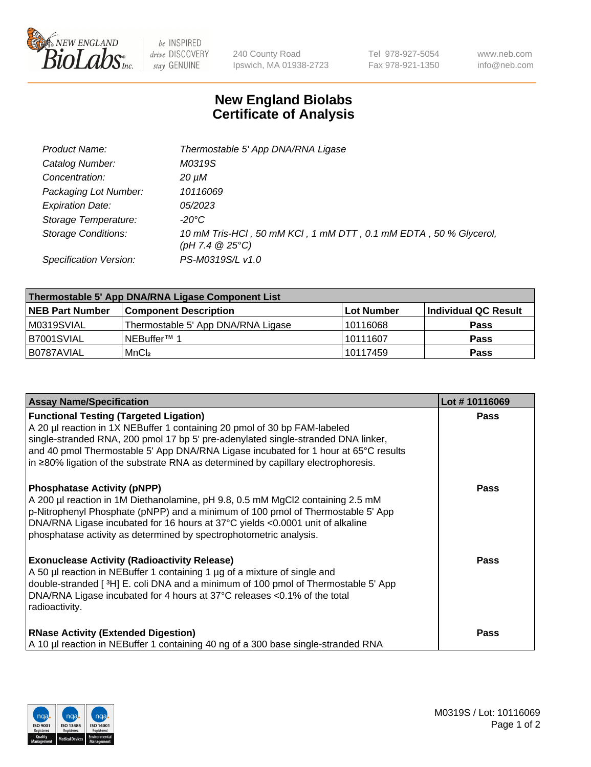# New England Biolabs Certificate of Analysis

| | |
|---|---|
| *Product Name:* | *Thermostable 5' App DNA/RNA Ligase* |
| *Catalog Number:* | *M0319S* |
| *Concentration:* | *20 µM* |
| *Packaging Lot Number:* | *10116069* |
| *Expiration Date:* | *05/2023* |
| *Storage Temperature:* | *-20°C* |
| *Storage Conditions:* | *10 mM Tris-HCl , 50 mM KCl , 1 mM DTT , 0.1 mM EDTA , 50 % Glycerol, (pH 7.4 @ 25°C)* |
| *Specification Version:* | *PS-M0319S/L v1.0* |

| Thermostable 5' App DNA/RNA Ligase Component List | | | |
|---|---|---|---|
| **NEB Part Number** | **Component Description** | **Lot Number** | **Individual QC Result** |
| M0319SVIAL | Thermostable 5' App DNA/RNA Ligase | 10116068 | **Pass** |
| B7001SVIAL | NEBuffer™ 1 | 10111607 | **Pass** |
| B0787AVIAL | $MnCl_2$ | 10117459 | **Pass** |

| Assay Name/Specification | Lot # 10116069 |
|---|---|
| **Functional Testing (Targeted Ligation)**<br>A 20 µl reaction in 1X NEBuffer 1 containing 20 pmol of 30 bp FAM-labeled single-stranded RNA, 200 pmol 17 bp 5' pre-adenylated single-stranded DNA linker, and 40 pmol Thermostable 5' App DNA/RNA Ligase incubated for 1 hour at 65°C results in ≥80% ligation of the substrate RNA as determined by capillary electrophoresis. | **Pass** |
| **Phosphatase Activity (pNPP)**<br>A 200 µl reaction in 1M Diethanolamine, pH 9.8, 0.5 mM MgCl2 containing 2.5 mM p-Nitrophenyl Phosphate (pNPP) and a minimum of 100 pmol of Thermostable 5' App DNA/RNA Ligase incubated for 16 hours at 37°C yields <0.0001 unit of alkaline phosphatase activity as determined by spectrophotometric analysis. | **Pass** |
| **Exonuclease Activity (Radioactivity Release)**<br>A 50 µl reaction in NEBuffer 1 containing 1 µg of a mixture of single and double-stranded [ $^3$H] E. coli DNA and a minimum of 100 pmol of Thermostable 5' App DNA/RNA Ligase incubated for 4 hours at 37°C releases <0.1% of the total radioactivity. | **Pass** |
| **RNase Activity (Extended Digestion)**<br>A 10 µl reaction in NEBuffer 1 containing 40 ng of a 300 base single-stranded RNA | **Pass** |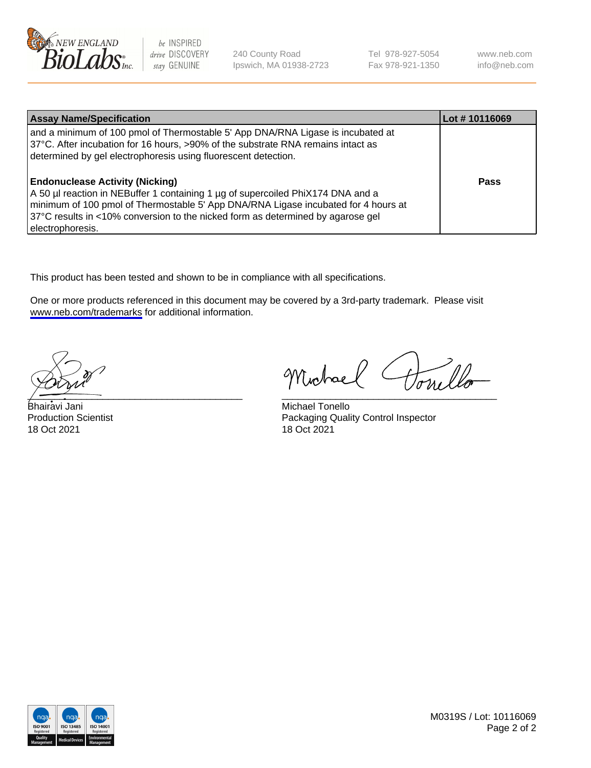| Assay Name/Specification | Lot # 10116069 |
| --- | --- |
| and a minimum of 100 pmol of Thermostable 5' App DNA/RNA Ligase is incubated at 37°C. After incubation for 16 hours, >90% of the substrate RNA remains intact as determined by gel electrophoresis using fluorescent detection. | |
| **Endonuclease Activity (Nicking)**<br>A 50 µl reaction in NEBuffer 1 containing 1 µg of supercoiled PhiX174 DNA and a minimum of 100 pmol of Thermostable 5' App DNA/RNA Ligase incubated for 4 hours at 37°C results in <10% conversion to the nicked form as determined by agarose gel electrophoresis. | **Pass** |

This product has been tested and shown to be in compliance with all specifications.

One or more products referenced in this document may be covered by a 3rd-party trademark. Please visit www.neb.com/trademarks for additional information.

Bhairavi Jani
Production Scientist
18 Oct 2021

Michael Tonello
Packaging Quality Control Inspector
18 Oct 2021

M0319S / Lot: 10116069